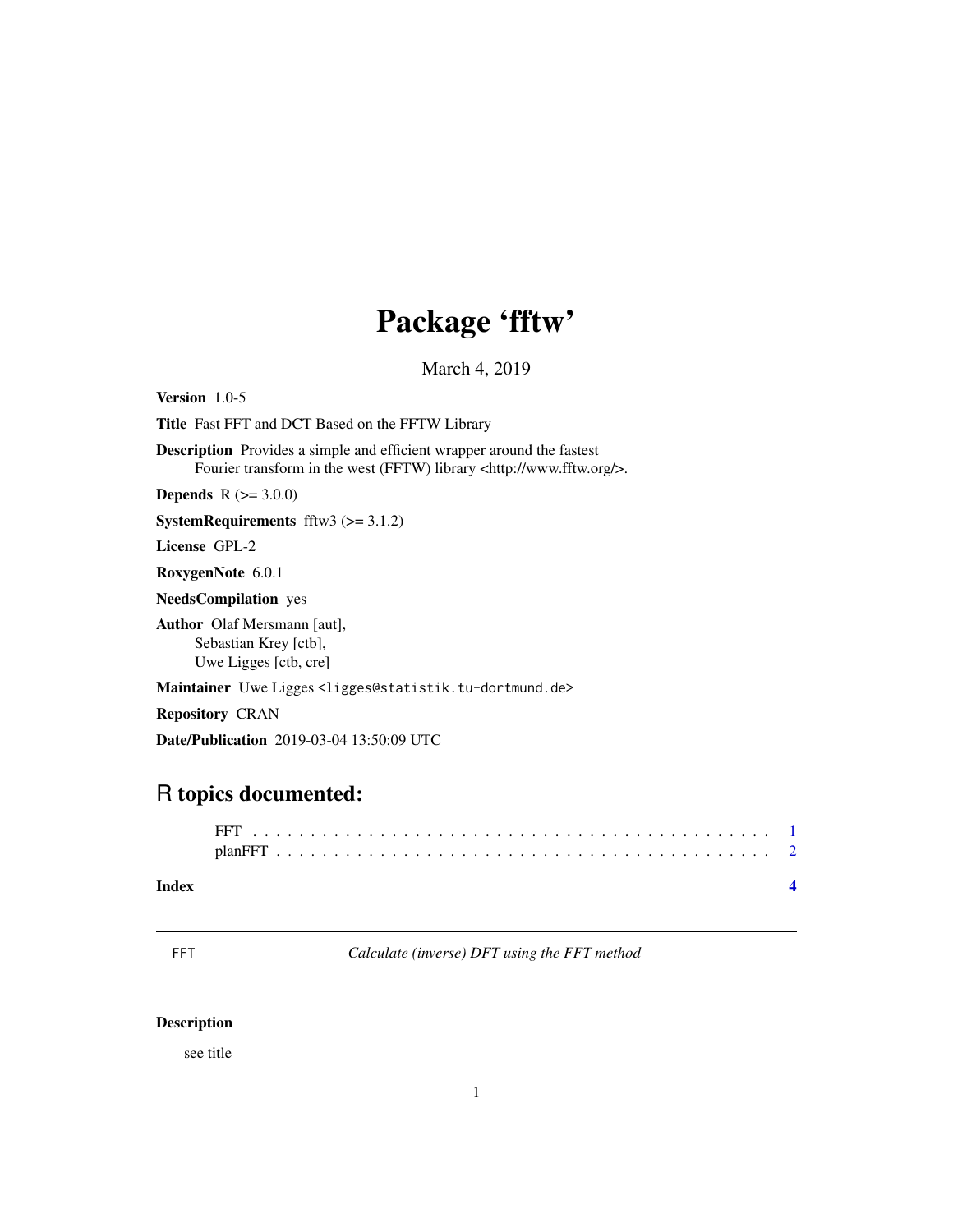# Package 'fftw'

March 4, 2019

**Version** 1.0-5

**Title** Fast FFT and DCT Based on the FFTW Library

**Description** Provides a simple and efficient wrapper around the fastest Fourier transform in the west (FFTW) library <http://www.fftw.org/>.

**Depends** R (>= 3.0.0)

**SystemRequirements** fftw3 (>= 3.1.2)

**License** GPL-2

**RoxygenNote** 6.0.1

**NeedsCompilation** yes

**Author** Olaf Mersmann [aut],
Sebastian Krey [ctb],
Uwe Ligges [ctb, cre]

**Maintainer** Uwe Ligges <ligges@statistik.tu-dortmund.de>

**Repository** CRAN

**Date/Publication** 2019-03-04 13:50:09 UTC

## R topics documented:

FFT . . . . . . . . . . . . . . . . . . . . . . . . . . . . . . . . . . . . . . . . . . . . 1
planFFT . . . . . . . . . . . . . . . . . . . . . . . . . . . . . . . . . . . . . . . . . . 2

**Index** **4**

---

FFT *Calculate (inverse) DFT using the FFT method*

---

### Description

see title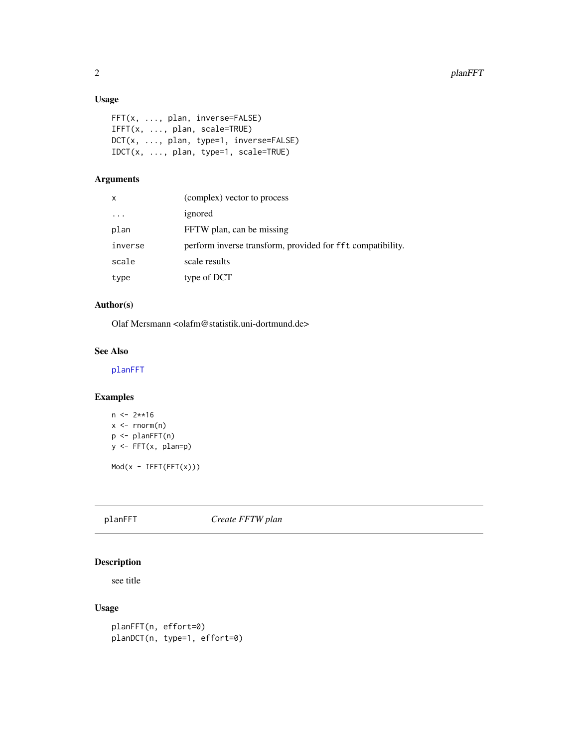### Usage

```
FFT(x, ..., plan, inverse=FALSE)
IFFT(x, ..., plan, scale=TRUE)
DCT(x, ..., plan, type=1, inverse=FALSE)
IDCT(x, ..., plan, type=1, scale=TRUE)
```

### Arguments

| | |
|---|---|
| `x` | (complex) vector to process |
| `...` | ignored |
| `plan` | FFTW plan, can be missing |
| `inverse` | perform inverse transform, provided for `fft` compatibility. |
| `scale` | scale results |
| `type` | type of DCT |

### Author(s)

Olaf Mersmann <olafm@statistik.uni-dortmund.de>

### See Also

`planFFT`

### Examples

```
n <- 2**16
x <- rnorm(n)
p <- planFFT(n)
y <- FFT(x, plan=p)

Mod(x - IFFT(FFT(x)))
```

---

## planFFT *Create FFTW plan*

---

### Description

see title

### Usage

```
planFFT(n, effort=0)
planDCT(n, type=1, effort=0)
```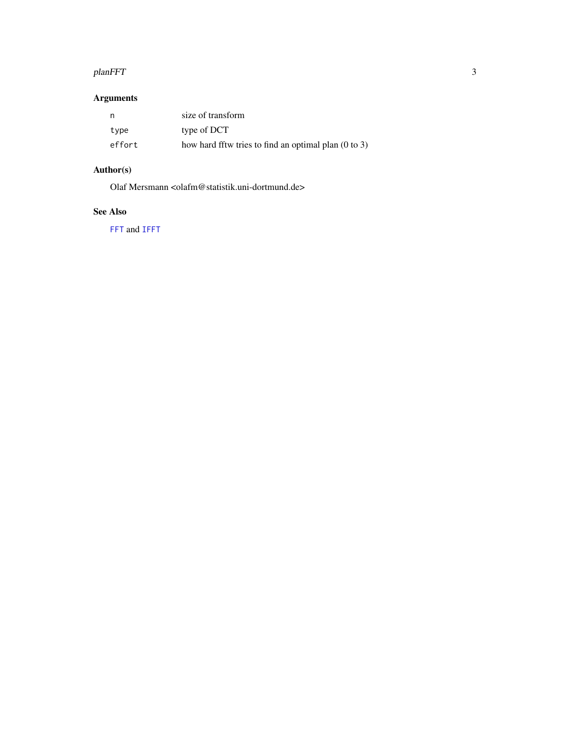## Arguments

| | |
|---|---|
| `n` | size of transform |
| `type` | type of DCT |
| `effort` | how hard fftw tries to find an optimal plan (0 to 3) |

## Author(s)

Olaf Mersmann <olafm@statistik.uni-dortmund.de>

## See Also

`FFT` and `IFFT`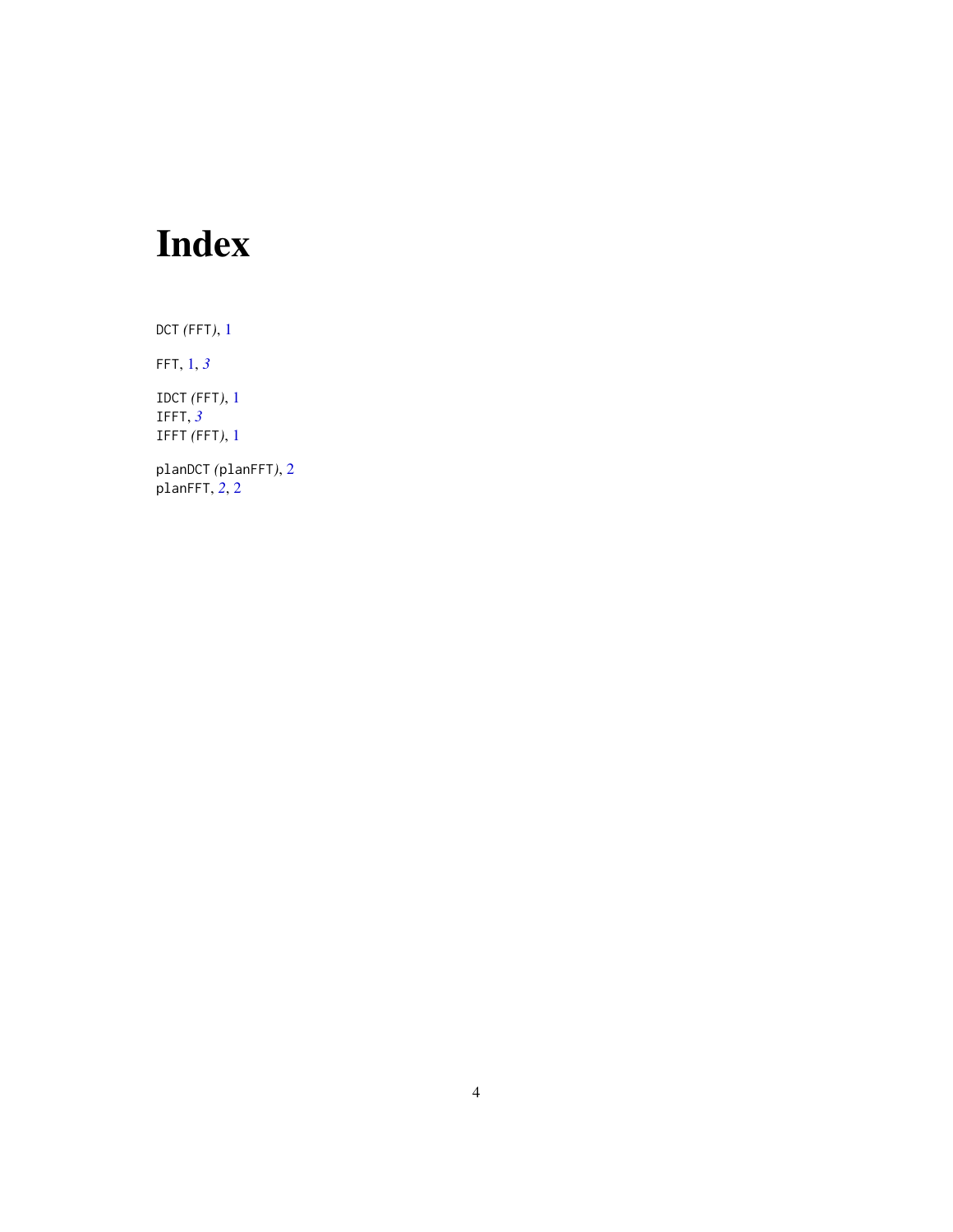# Index

DCT *(*FFT*)*, 1

FFT, 1, *3*

IDCT *(*FFT*)*, 1
IFFT, *3*
IFFT *(*FFT*)*, 1

planDCT *(*planFFT*)*, 2
planFFT, *2*, 2